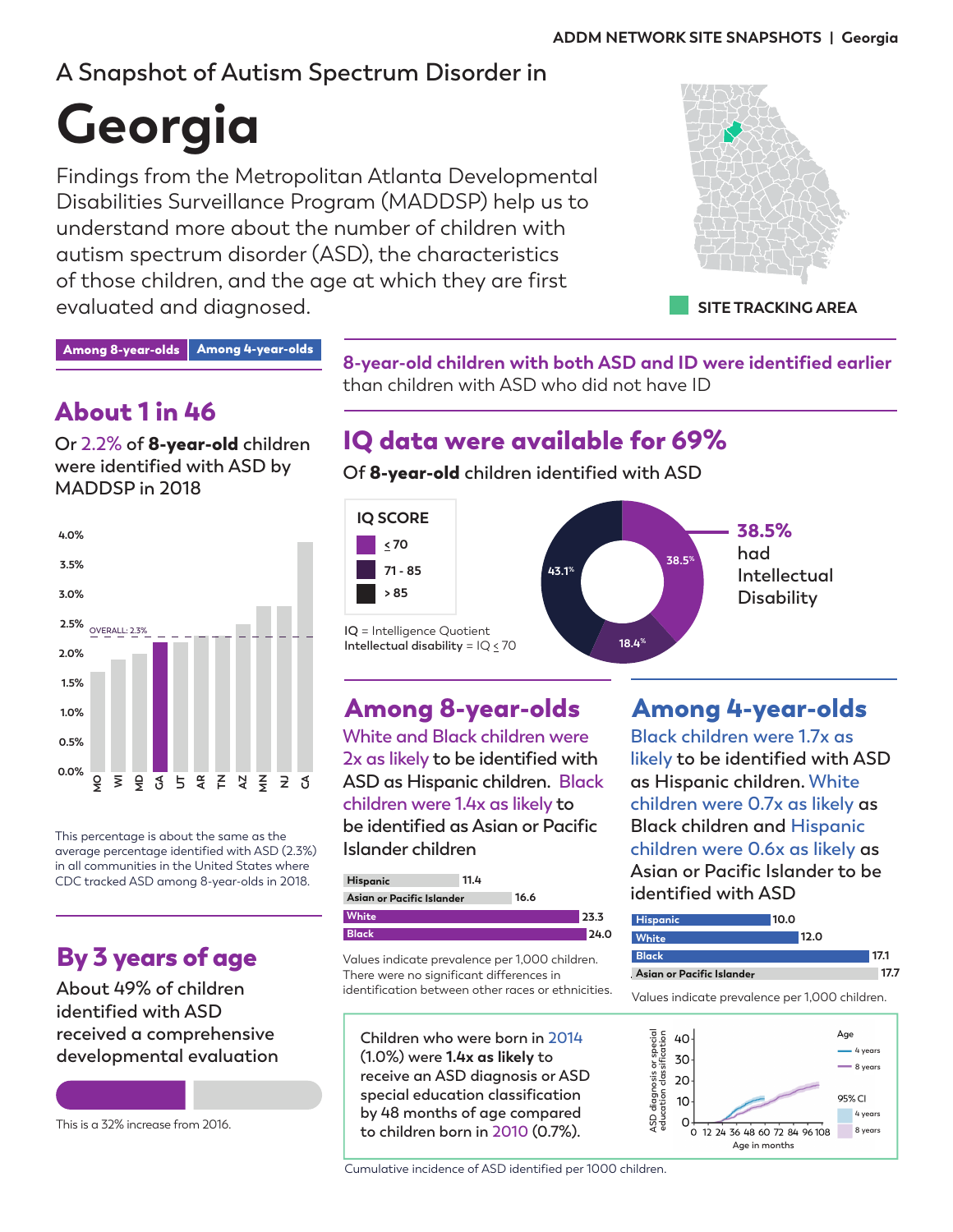# A Snapshot of Autism Spectrum Disorder in

# Georgia

Findings from the Metropolitan Atlanta Developmental Disabilities Surveillance Program (MADDSP) help us to understand more about the number of children with autism spectrum disorder (ASD), the characteristics of those children, and the age at which they are first evaluated and diagnosed.

SITE TRACKING AREA

**Among 8-year-olds** | **Among 4-year-olds**

## About 1 in 46

Or 2.2% of **8-year-old** children were identified with ASD by MADDSP in 2018

| State | Percentage |
|---|---|
| MO | ~1.7% |
| WI | ~1.9% |
| MD | ~2.0% |
| GA | 2.2% |
| UT | ~2.2% |
| AR | ~2.3% |
| TN | ~2.3% |
| AZ | ~2.5% |
| MN | ~2.8% |
| NJ | ~2.8% |
| CA | ~3.9% |

OVERALL: 2.3%

This percentage is about the same as the average percentage identified with ASD (2.3%) in all communities in the United States where CDC tracked ASD among 8-year-olds in 2018.

## By 3 years of age

About 49% of children identified with ASD received a comprehensive developmental evaluation

This is a 32% increase from 2016.

**8-year-old children with both ASD and ID were identified earlier** than children with ASD who did not have ID

## IQ data were available for 69%

Of **8-year-old** children identified with ASD

| IQ SCORE | Percentage |
|---|---|
| ≤ 70 | 38.5% |
| 71 - 85 | 18.4% |
| > 85 | 43.1% |

IQ = Intelligence Quotient
Intellectual disability = IQ ≤ 70

**38.5%** had Intellectual Disability

## Among 8-year-olds

White and Black children were 2x as likely to be identified with ASD as Hispanic children. Black children were 1.4x as likely to be identified as Asian or Pacific Islander children

| Race/Ethnicity | Prevalence per 1,000 |
|---|---|
| Hispanic | 11.4 |
| Asian or Pacific Islander | 16.6 |
| White | 23.3 |
| Black | 24.0 |

Values indicate prevalence per 1,000 children. There were no significant differences in identification between other races or ethnicities.

## Among 4-year-olds

Black children were 1.7x as likely to be identified with ASD as Hispanic children. White children were 0.7x as likely as Black children and Hispanic children were 0.6x as likely as Asian or Pacific Islander to be identified with ASD

| Race/Ethnicity | Prevalence per 1,000 |
|---|---|
| Hispanic | 10.0 |
| White | 12.0 |
| Black | 17.1 |
| Asian or Pacific Islander | 17.7 |

Values indicate prevalence per 1,000 children.

Children who were born in 2014 (1.0%) were **1.4x as likely** to receive an ASD diagnosis or ASD special education classification by 48 months of age compared to children born in 2010 (0.7%).

Cumulative incidence of ASD identified per 1000 children.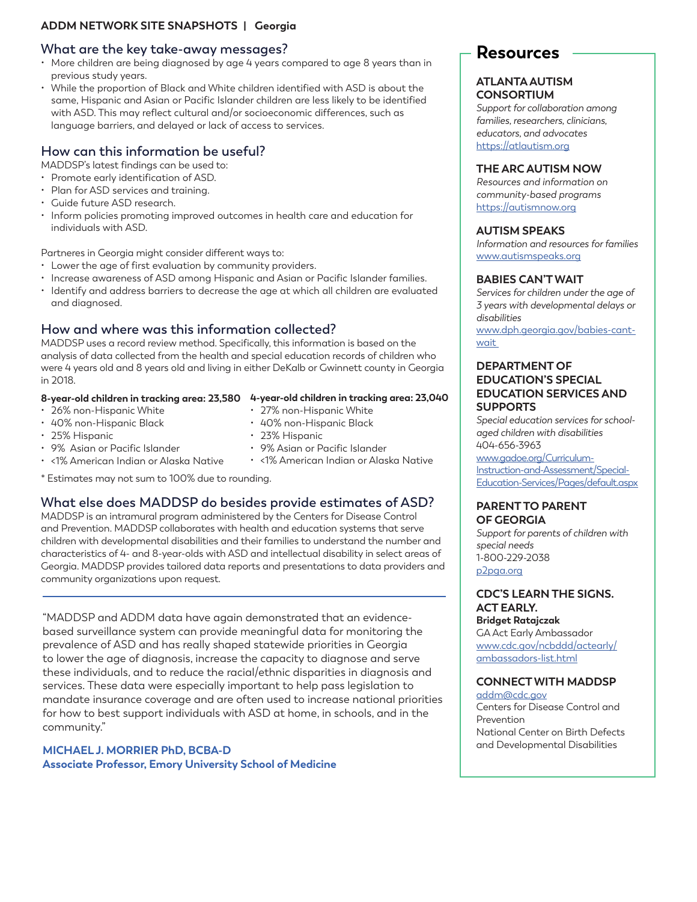ADDM NETWORK SITE SNAPSHOTS | Georgia

## What are the key take-away messages?

- More children are being diagnosed by age 4 years compared to age 8 years than in previous study years.
- While the proportion of Black and White children identified with ASD is about the same, Hispanic and Asian or Pacific Islander children are less likely to be identified with ASD. This may reflect cultural and/or socioeconomic differences, such as language barriers, and delayed or lack of access to services.

## How can this information be useful?

MADDSP's latest findings can be used to:

- Promote early identification of ASD.
- Plan for ASD services and training.
- Guide future ASD research.
- Inform policies promoting improved outcomes in health care and education for individuals with ASD.

Partneres in Georgia might consider different ways to:

- Lower the age of first evaluation by community providers.
- Increase awareness of ASD among Hispanic and Asian or Pacific Islander families.
- Identify and address barriers to decrease the age at which all children are evaluated and diagnosed.

## How and where was this information collected?

MADDSP uses a record review method. Specifically, this information is based on the analysis of data collected from the health and special education records of children who were 4 years old and 8 years old and living in either DeKalb or Gwinnett county in Georgia in 2018.

**8-year-old children in tracking area: 23,580**

- 26% non-Hispanic White
- 40% non-Hispanic Black
- 25% Hispanic
- 9% Asian or Pacific Islander
- <1% American Indian or Alaska Native

**4-year-old children in tracking area: 23,040**

- 27% non-Hispanic White
- 40% non-Hispanic Black
- 23% Hispanic
- 9% Asian or Pacific Islander
- <1% American Indian or Alaska Native

* Estimates may not sum to 100% due to rounding.

## What else does MADDSP do besides provide estimates of ASD?

MADDSP is an intramural program administered by the Centers for Disease Control and Prevention. MADDSP collaborates with health and education systems that serve children with developmental disabilities and their families to understand the number and characteristics of 4- and 8-year-olds with ASD and intellectual disability in select areas of Georgia. MADDSP provides tailored data reports and presentations to data providers and community organizations upon request.

---

"MADDSP and ADDM data have again demonstrated that an evidence-based surveillance system can provide meaningful data for monitoring the prevalence of ASD and has really shaped statewide priorities in Georgia to lower the age of diagnosis, increase the capacity to diagnose and serve these individuals, and to reduce the racial/ethnic disparities in diagnosis and services. These data were especially important to help pass legislation to mandate insurance coverage and are often used to increase national priorities for how to best support individuals with ASD at home, in schools, and in the community."

**MICHAEL J. MORRIER PhD, BCBA-D**
**Associate Professor, Emory University School of Medicine**

# Resources

### ATLANTA AUTISM CONSORTIUM

*Support for collaboration among families, researchers, clinicians, educators, and advocates*
https://atlautism.org

### THE ARC AUTISM NOW

*Resources and information on community-based programs*
https://autismnow.org

### AUTISM SPEAKS

*Information and resources for families*
www.autismspeaks.org

### BABIES CAN'T WAIT

*Services for children under the age of 3 years with developmental delays or disabilities*
www.dph.georgia.gov/babies-cant-wait

### DEPARTMENT OF EDUCATION'S SPECIAL EDUCATION SERVICES AND SUPPORTS

*Special education services for school-aged children with disabilities*
404-656-3963
www.gadoe.org/Curriculum-Instruction-and-Assessment/Special-Education-Services/Pages/default.aspx

### PARENT TO PARENT OF GEORGIA

*Support for parents of children with special needs*
1-800-229-2038
p2pga.org

### CDC'S LEARN THE SIGNS. ACT EARLY.

**Bridget Ratajczak**
GA Act Early Ambassador
www.cdc.gov/ncbddd/actearly/ambassadors-list.html

### CONNECT WITH MADDSP

addm@cdc.gov
Centers for Disease Control and Prevention
National Center on Birth Defects and Developmental Disabilities